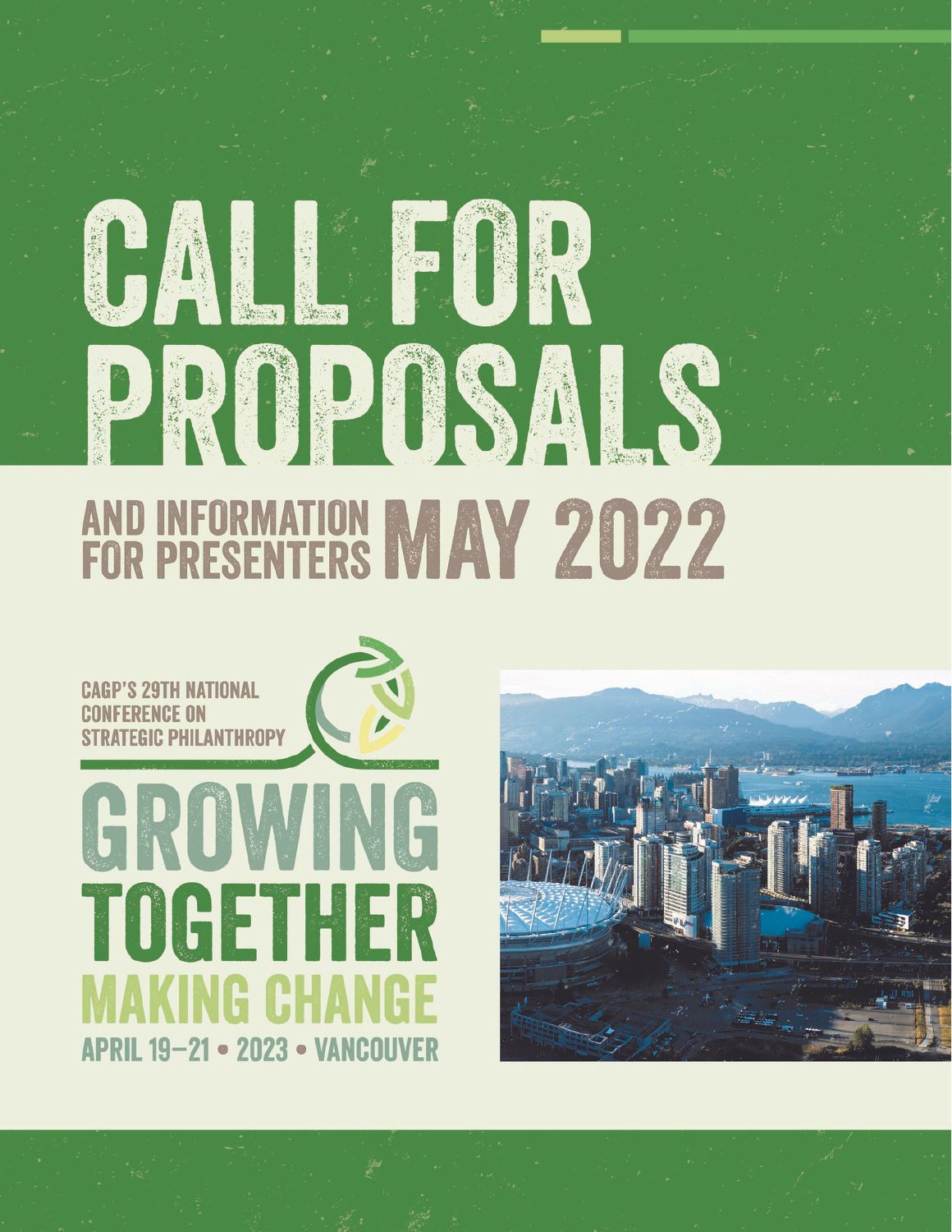# CALL FOR PROPOSALS

## AND INFORMATION FOR PRESENTERS MAY 2022

CAGP'S 29TH NATIONAL CONFERENCE ON STRATEGIC PHILANTHROPY

# GROWING TOGETHER

## MAKING CHANGE

APRIL 19–21 • 2023 • VANCOUVER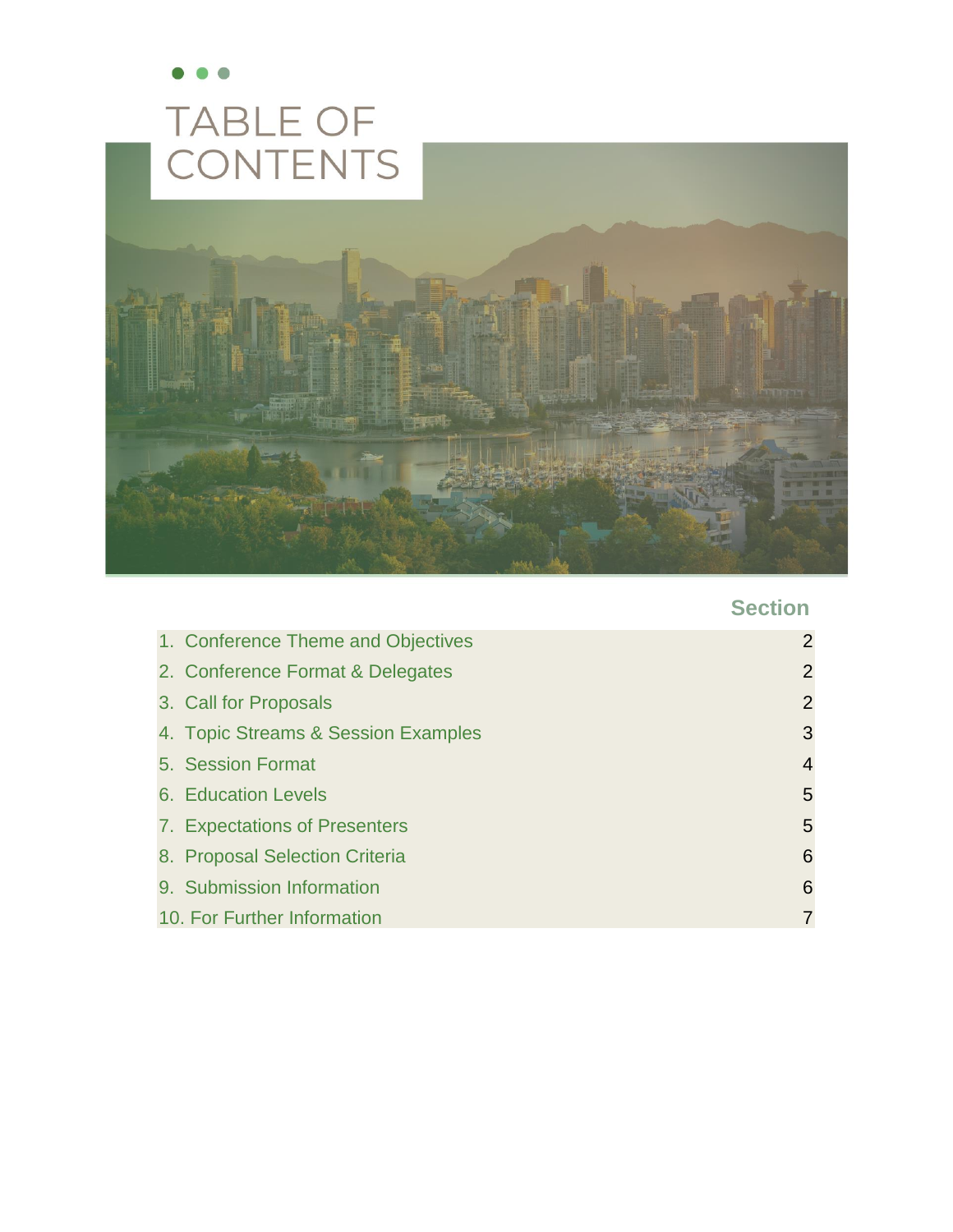# TABLE OF CONTENTS

| | Section |
|---|---|
| 1. Conference Theme and Objectives | 2 |
| 2. Conference Format & Delegates | 2 |
| 3. Call for Proposals | 2 |
| 4. Topic Streams & Session Examples | 3 |
| 5. Session Format | 4 |
| 6. Education Levels | 5 |
| 7. Expectations of Presenters | 5 |
| 8. Proposal Selection Criteria | 6 |
| 9. Submission Information | 6 |
| 10. For Further Information | 7 |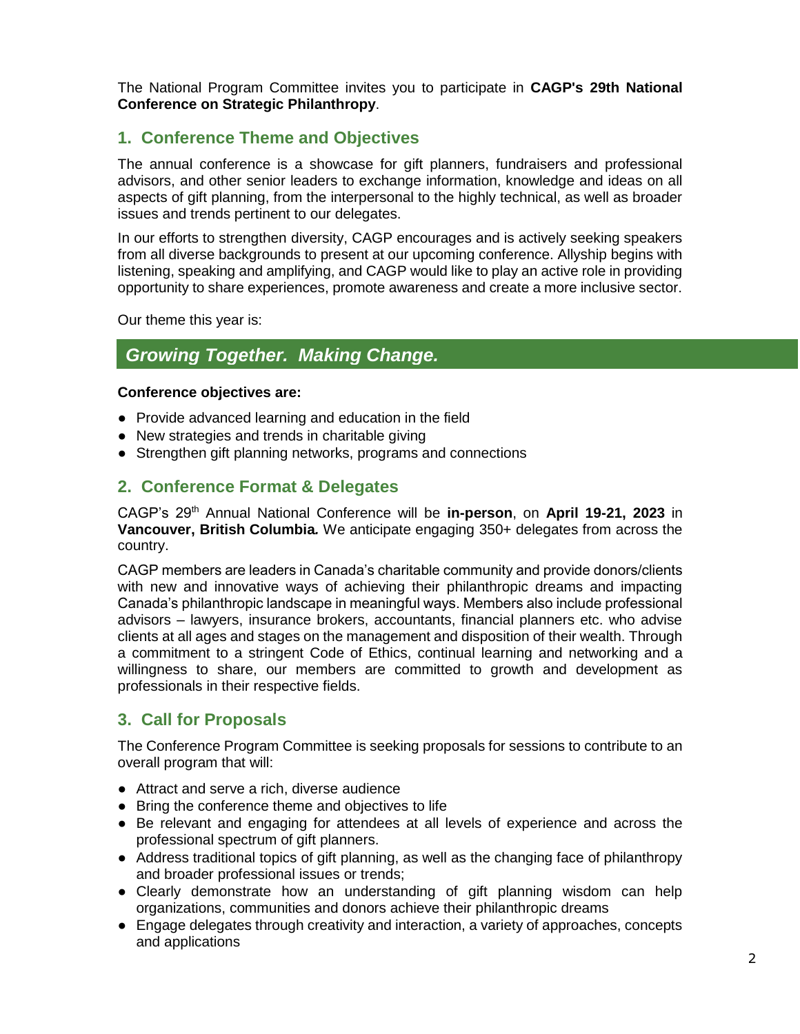The National Program Committee invites you to participate in **CAGP's 29th National Conference on Strategic Philanthropy**.

## 1. Conference Theme and Objectives

The annual conference is a showcase for gift planners, fundraisers and professional advisors, and other senior leaders to exchange information, knowledge and ideas on all aspects of gift planning, from the interpersonal to the highly technical, as well as broader issues and trends pertinent to our delegates.

In our efforts to strengthen diversity, CAGP encourages and is actively seeking speakers from all diverse backgrounds to present at our upcoming conference. Allyship begins with listening, speaking and amplifying, and CAGP would like to play an active role in providing opportunity to share experiences, promote awareness and create a more inclusive sector.

Our theme this year is:

### *Growing Together. Making Change.*

**Conference objectives are:**

- Provide advanced learning and education in the field
- New strategies and trends in charitable giving
- Strengthen gift planning networks, programs and connections

## 2. Conference Format & Delegates

CAGP's 29th Annual National Conference will be **in-person**, on **April 19-21, 2023** in **Vancouver, British Columbia.** We anticipate engaging 350+ delegates from across the country.

CAGP members are leaders in Canada's charitable community and provide donors/clients with new and innovative ways of achieving their philanthropic dreams and impacting Canada's philanthropic landscape in meaningful ways. Members also include professional advisors – lawyers, insurance brokers, accountants, financial planners etc. who advise clients at all ages and stages on the management and disposition of their wealth. Through a commitment to a stringent Code of Ethics, continual learning and networking and a willingness to share, our members are committed to growth and development as professionals in their respective fields.

## 3. Call for Proposals

The Conference Program Committee is seeking proposals for sessions to contribute to an overall program that will:

- Attract and serve a rich, diverse audience
- Bring the conference theme and objectives to life
- Be relevant and engaging for attendees at all levels of experience and across the professional spectrum of gift planners.
- Address traditional topics of gift planning, as well as the changing face of philanthropy and broader professional issues or trends;
- Clearly demonstrate how an understanding of gift planning wisdom can help organizations, communities and donors achieve their philanthropic dreams
- Engage delegates through creativity and interaction, a variety of approaches, concepts and applications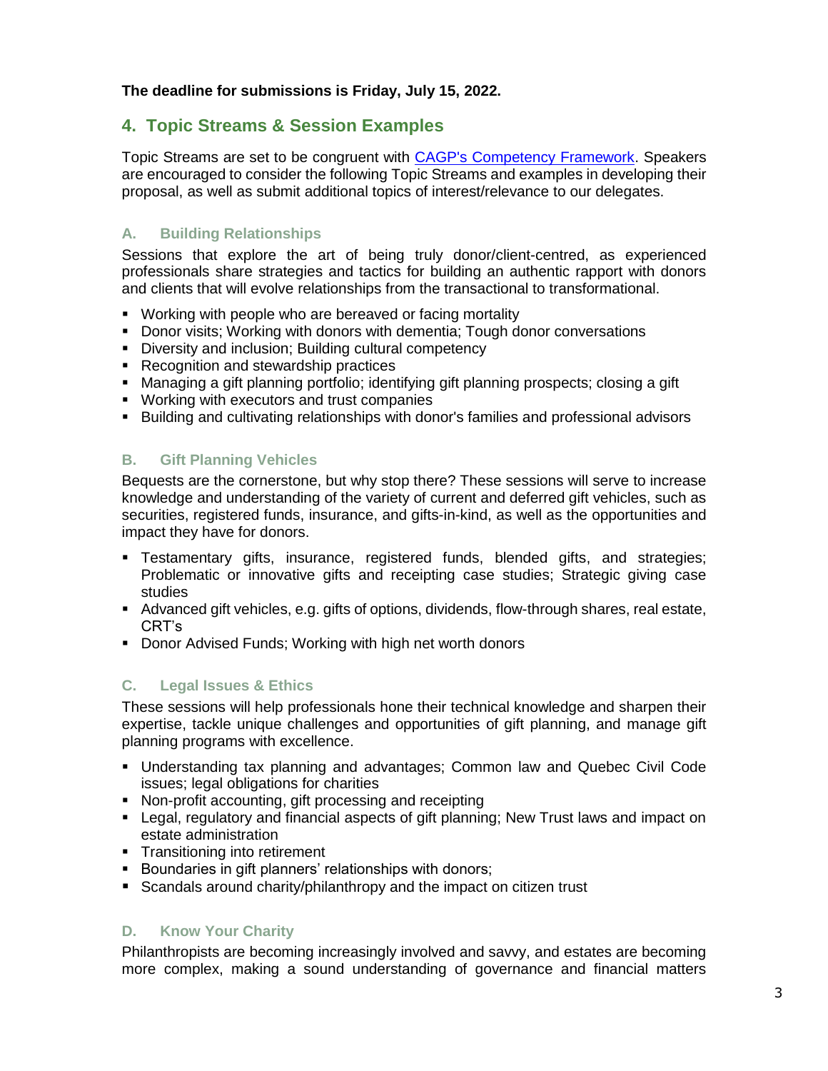**The deadline for submissions is Friday, July 15, 2022.**

## 4. Topic Streams & Session Examples

Topic Streams are set to be congruent with [CAGP's Competency Framework](). Speakers are encouraged to consider the following Topic Streams and examples in developing their proposal, as well as submit additional topics of interest/relevance to our delegates.

### A. Building Relationships

Sessions that explore the art of being truly donor/client-centred, as experienced professionals share strategies and tactics for building an authentic rapport with donors and clients that will evolve relationships from the transactional to transformational.

- Working with people who are bereaved or facing mortality
- Donor visits; Working with donors with dementia; Tough donor conversations
- Diversity and inclusion; Building cultural competency
- Recognition and stewardship practices
- Managing a gift planning portfolio; identifying gift planning prospects; closing a gift
- Working with executors and trust companies
- Building and cultivating relationships with donor's families and professional advisors

### B. Gift Planning Vehicles

Bequests are the cornerstone, but why stop there? These sessions will serve to increase knowledge and understanding of the variety of current and deferred gift vehicles, such as securities, registered funds, insurance, and gifts-in-kind, as well as the opportunities and impact they have for donors.

- Testamentary gifts, insurance, registered funds, blended gifts, and strategies; Problematic or innovative gifts and receipting case studies; Strategic giving case studies
- Advanced gift vehicles, e.g. gifts of options, dividends, flow-through shares, real estate, CRT's
- Donor Advised Funds; Working with high net worth donors

### C. Legal Issues & Ethics

These sessions will help professionals hone their technical knowledge and sharpen their expertise, tackle unique challenges and opportunities of gift planning, and manage gift planning programs with excellence.

- Understanding tax planning and advantages; Common law and Quebec Civil Code issues; legal obligations for charities
- Non-profit accounting, gift processing and receipting
- Legal, regulatory and financial aspects of gift planning; New Trust laws and impact on estate administration
- Transitioning into retirement
- Boundaries in gift planners' relationships with donors;
- Scandals around charity/philanthropy and the impact on citizen trust

### D. Know Your Charity

Philanthropists are becoming increasingly involved and savvy, and estates are becoming more complex, making a sound understanding of governance and financial matters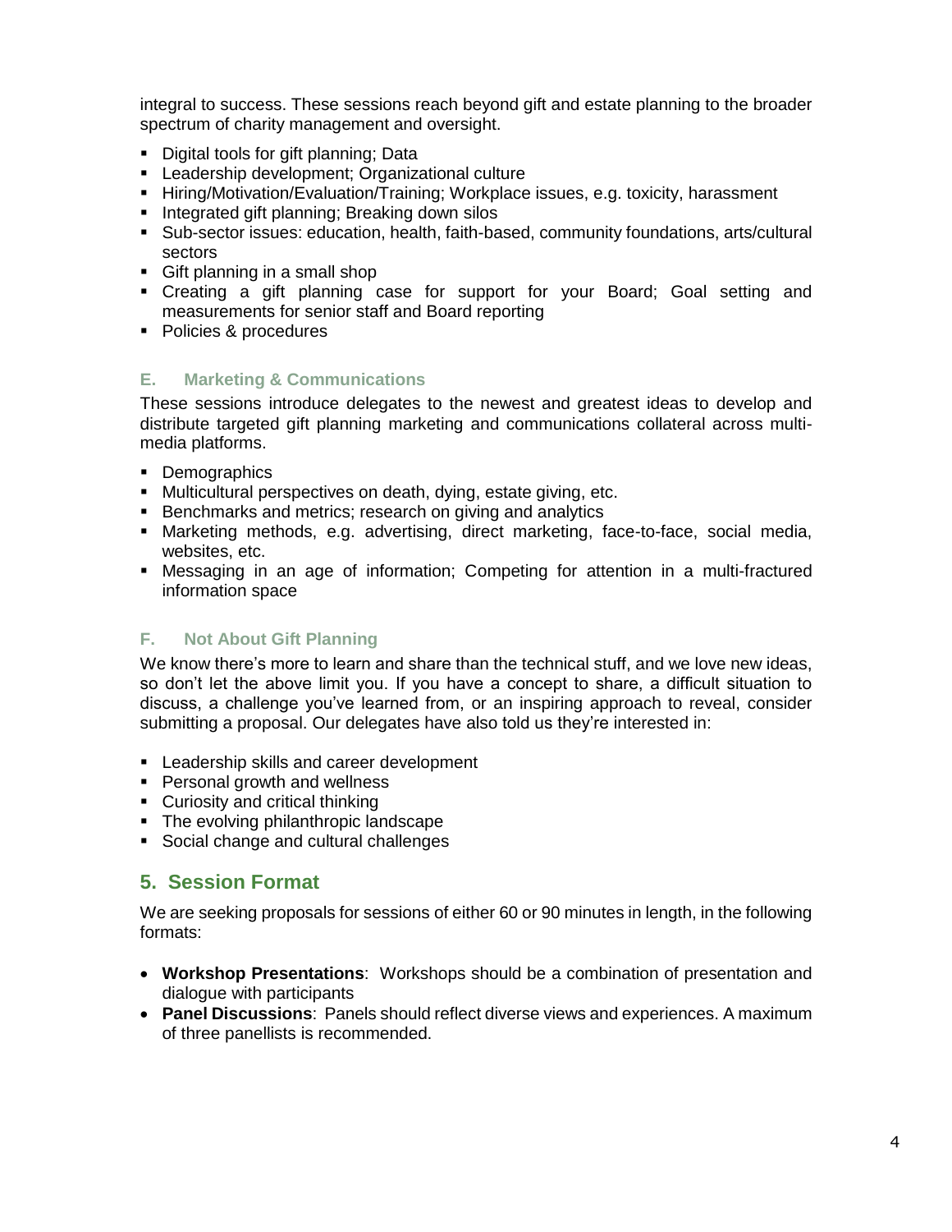integral to success. These sessions reach beyond gift and estate planning to the broader spectrum of charity management and oversight.

- Digital tools for gift planning; Data
- Leadership development; Organizational culture
- Hiring/Motivation/Evaluation/Training; Workplace issues, e.g. toxicity, harassment
- Integrated gift planning; Breaking down silos
- Sub-sector issues: education, health, faith-based, community foundations, arts/cultural sectors
- Gift planning in a small shop
- Creating a gift planning case for support for your Board; Goal setting and measurements for senior staff and Board reporting
- Policies & procedures

### E. Marketing & Communications

These sessions introduce delegates to the newest and greatest ideas to develop and distribute targeted gift planning marketing and communications collateral across multi-media platforms.

- Demographics
- Multicultural perspectives on death, dying, estate giving, etc.
- Benchmarks and metrics; research on giving and analytics
- Marketing methods, e.g. advertising, direct marketing, face-to-face, social media, websites, etc.
- Messaging in an age of information; Competing for attention in a multi-fractured information space

### F. Not About Gift Planning

We know there's more to learn and share than the technical stuff, and we love new ideas, so don't let the above limit you. If you have a concept to share, a difficult situation to discuss, a challenge you've learned from, or an inspiring approach to reveal, consider submitting a proposal. Our delegates have also told us they're interested in:

- Leadership skills and career development
- Personal growth and wellness
- Curiosity and critical thinking
- The evolving philanthropic landscape
- Social change and cultural challenges

## 5. Session Format

We are seeking proposals for sessions of either 60 or 90 minutes in length, in the following formats:

- **Workshop Presentations**: Workshops should be a combination of presentation and dialogue with participants
- **Panel Discussions**: Panels should reflect diverse views and experiences. A maximum of three panellists is recommended.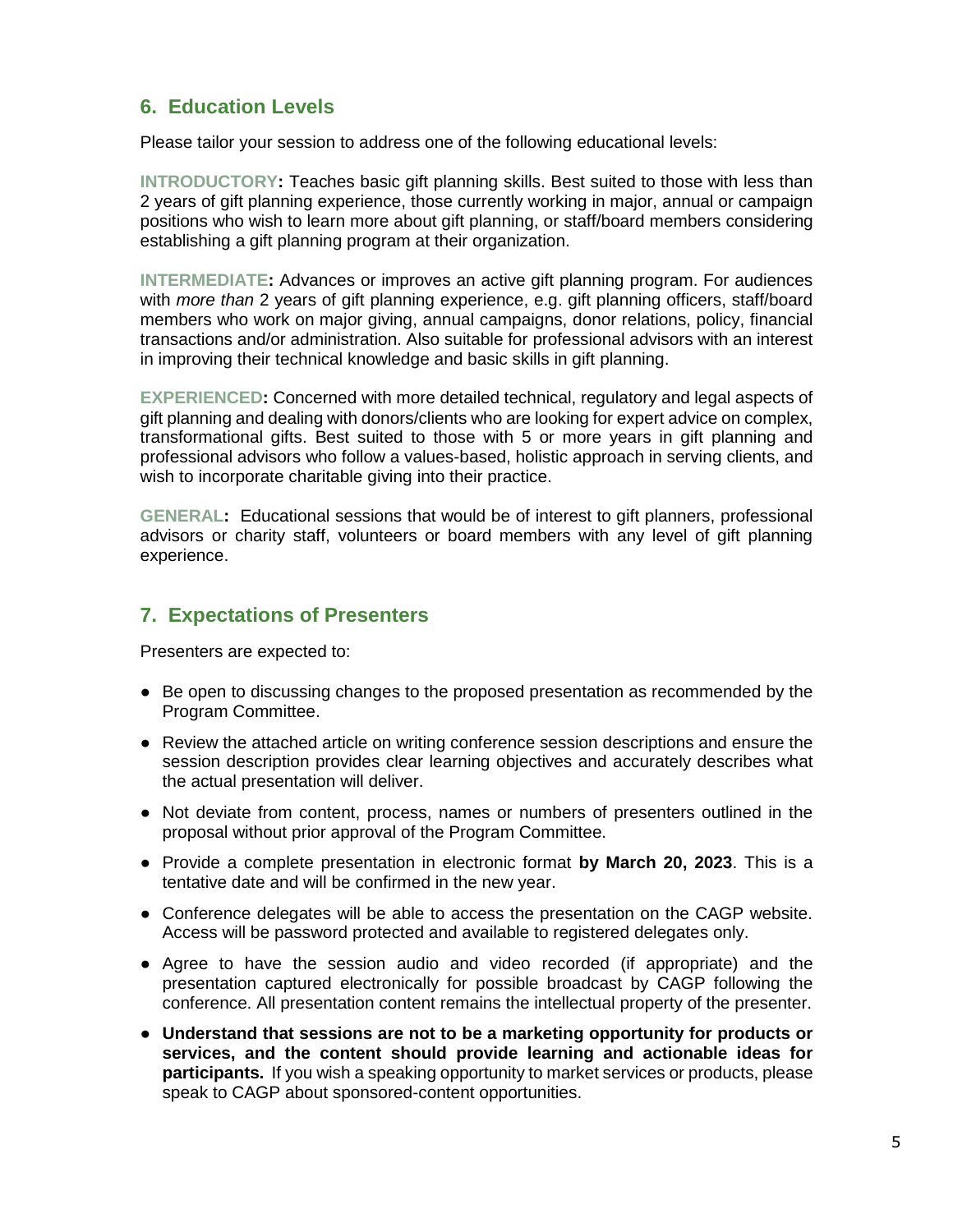## 6. Education Levels

Please tailor your session to address one of the following educational levels:

**INTRODUCTORY:** Teaches basic gift planning skills. Best suited to those with less than 2 years of gift planning experience, those currently working in major, annual or campaign positions who wish to learn more about gift planning, or staff/board members considering establishing a gift planning program at their organization.

**INTERMEDIATE:** Advances or improves an active gift planning program. For audiences with *more than* 2 years of gift planning experience, e.g. gift planning officers, staff/board members who work on major giving, annual campaigns, donor relations, policy, financial transactions and/or administration. Also suitable for professional advisors with an interest in improving their technical knowledge and basic skills in gift planning.

**EXPERIENCED:** Concerned with more detailed technical, regulatory and legal aspects of gift planning and dealing with donors/clients who are looking for expert advice on complex, transformational gifts. Best suited to those with 5 or more years in gift planning and professional advisors who follow a values-based, holistic approach in serving clients, and wish to incorporate charitable giving into their practice.

**GENERAL:** Educational sessions that would be of interest to gift planners, professional advisors or charity staff, volunteers or board members with any level of gift planning experience.

## 7. Expectations of Presenters

Presenters are expected to:

- Be open to discussing changes to the proposed presentation as recommended by the Program Committee.
- Review the attached article on writing conference session descriptions and ensure the session description provides clear learning objectives and accurately describes what the actual presentation will deliver.
- Not deviate from content, process, names or numbers of presenters outlined in the proposal without prior approval of the Program Committee.
- Provide a complete presentation in electronic format **by March 20, 2023**. This is a tentative date and will be confirmed in the new year.
- Conference delegates will be able to access the presentation on the CAGP website. Access will be password protected and available to registered delegates only.
- Agree to have the session audio and video recorded (if appropriate) and the presentation captured electronically for possible broadcast by CAGP following the conference. All presentation content remains the intellectual property of the presenter.
- **Understand that sessions are not to be a marketing opportunity for products or services, and the content should provide learning and actionable ideas for participants.** If you wish a speaking opportunity to market services or products, please speak to CAGP about sponsored-content opportunities.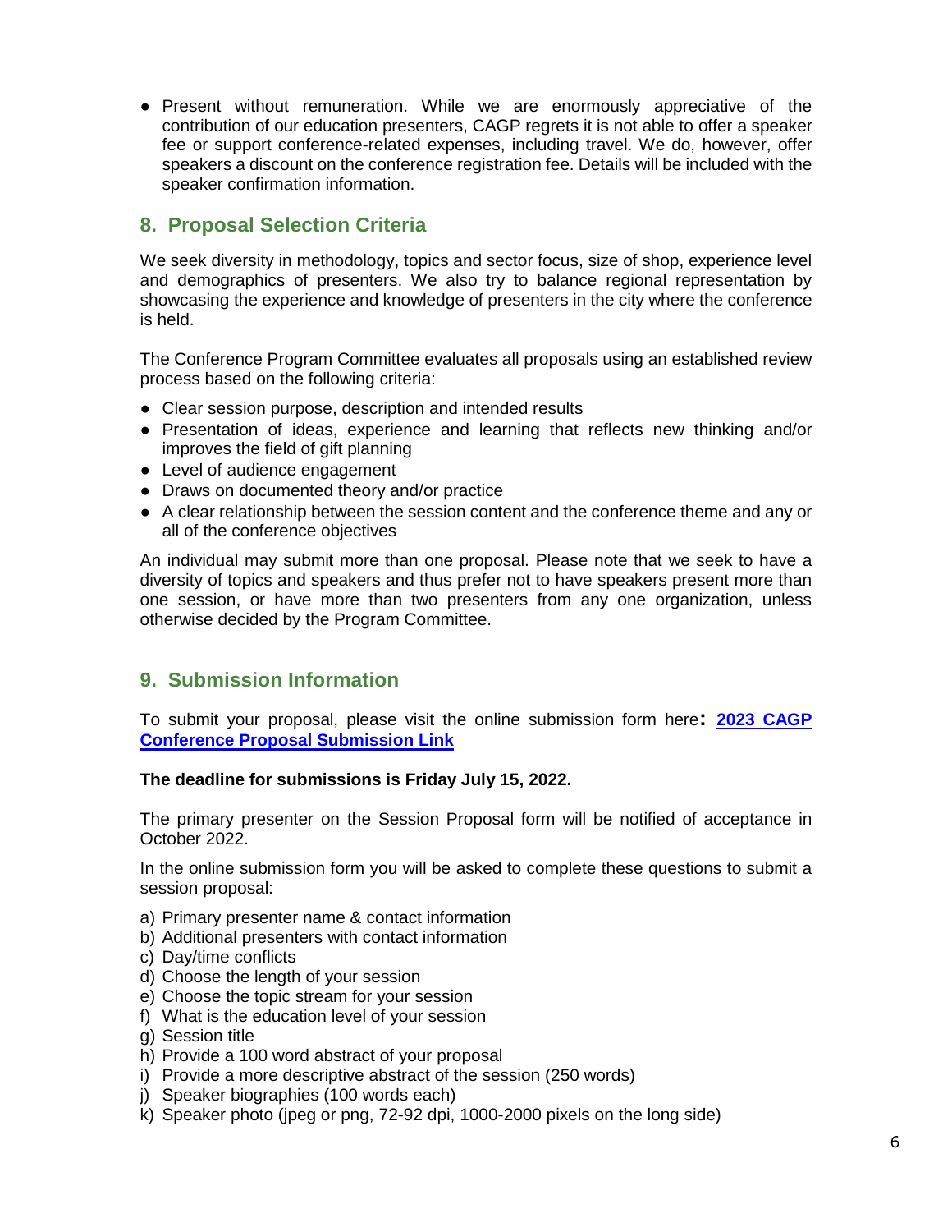- Present without remuneration. While we are enormously appreciative of the contribution of our education presenters, CAGP regrets it is not able to offer a speaker fee or support conference-related expenses, including travel. We do, however, offer speakers a discount on the conference registration fee. Details will be included with the speaker confirmation information.

## 8. Proposal Selection Criteria

We seek diversity in methodology, topics and sector focus, size of shop, experience level and demographics of presenters. We also try to balance regional representation by showcasing the experience and knowledge of presenters in the city where the conference is held.

The Conference Program Committee evaluates all proposals using an established review process based on the following criteria:

- Clear session purpose, description and intended results
- Presentation of ideas, experience and learning that reflects new thinking and/or improves the field of gift planning
- Level of audience engagement
- Draws on documented theory and/or practice
- A clear relationship between the session content and the conference theme and any or all of the conference objectives

An individual may submit more than one proposal. Please note that we seek to have a diversity of topics and speakers and thus prefer not to have speakers present more than one session, or have more than two presenters from any one organization, unless otherwise decided by the Program Committee.

## 9. Submission Information

To submit your proposal, please visit the online submission form here: **2023 CAGP Conference Proposal Submission Link**

**The deadline for submissions is Friday July 15, 2022.**

The primary presenter on the Session Proposal form will be notified of acceptance in October 2022.

In the online submission form you will be asked to complete these questions to submit a session proposal:

a) Primary presenter name & contact information
b) Additional presenters with contact information
c) Day/time conflicts
d) Choose the length of your session
e) Choose the topic stream for your session
f) What is the education level of your session
g) Session title
h) Provide a 100 word abstract of your proposal
i) Provide a more descriptive abstract of the session (250 words)
j) Speaker biographies (100 words each)
k) Speaker photo (jpeg or png, 72-92 dpi, 1000-2000 pixels on the long side)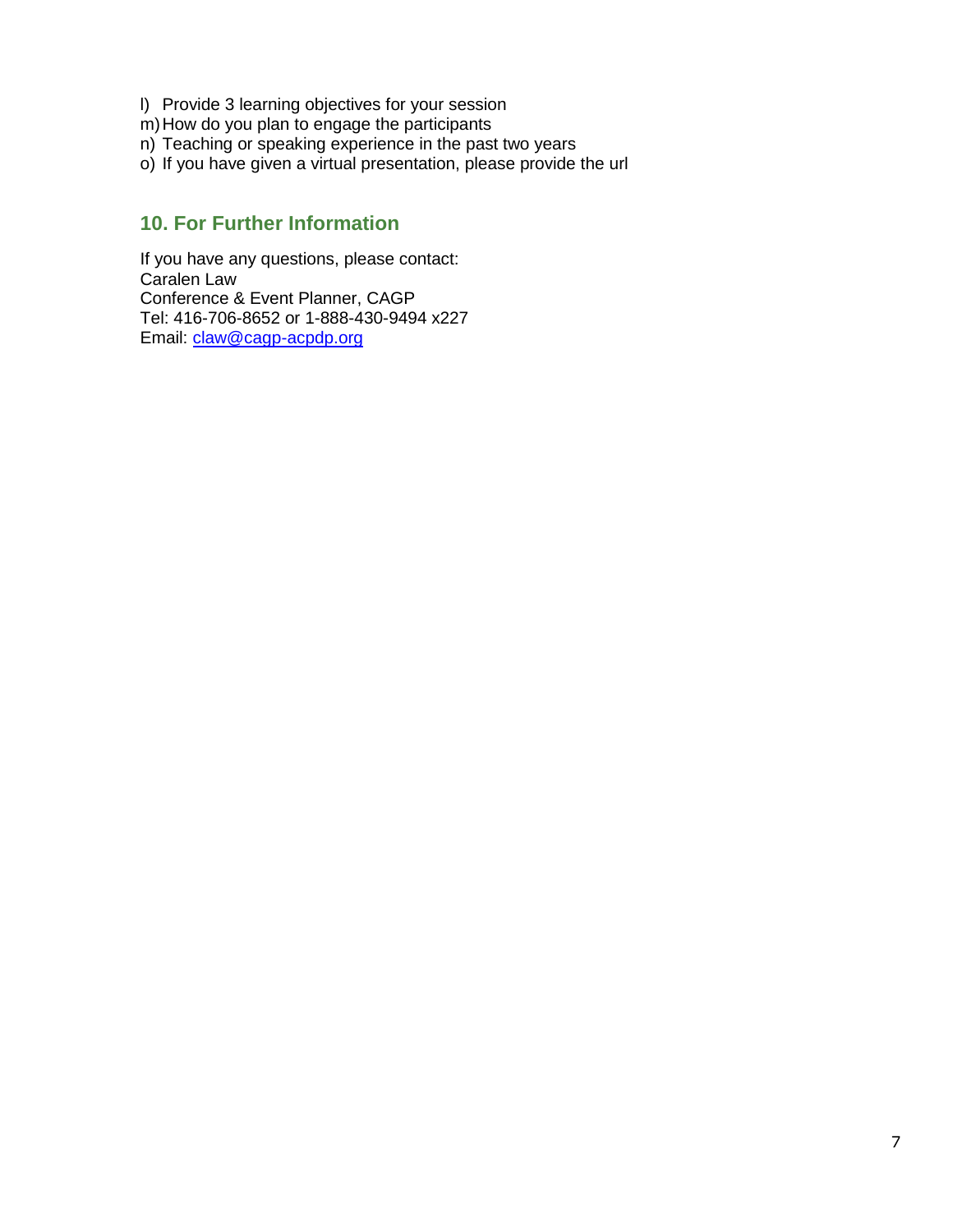l) Provide 3 learning objectives for your session
m) How do you plan to engage the participants
n) Teaching or speaking experience in the past two years
o) If you have given a virtual presentation, please provide the url

## 10. For Further Information

If you have any questions, please contact:
Caralen Law
Conference & Event Planner, CAGP
Tel: 416-706-8652 or 1-888-430-9494 x227
Email: claw@cagp-acpdp.org